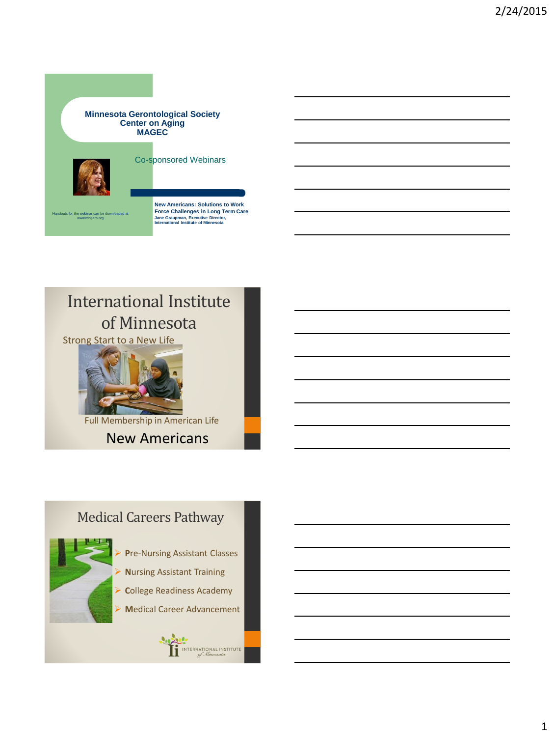**Minnesota Gerontological Society**
**Center on Aging**
**MAGEC**

Co-sponsored Webinars

Handouts for the webinar can be downloaded at www.mngero.org

**New Americans: Solutions to Work Force Challenges in Long Term Care**
**Jane Graupman, Executive Director, International Institute of Minnesota**

# International Institute of Minnesota

Strong Start to a New Life

Full Membership in American Life

New Americans

# Medical Careers Pathway

- Pre-Nursing Assistant Classes
- Nursing Assistant Training
- College Readiness Academy
- Medical Career Advancement

INTERNATIONAL INSTITUTE of Minnesota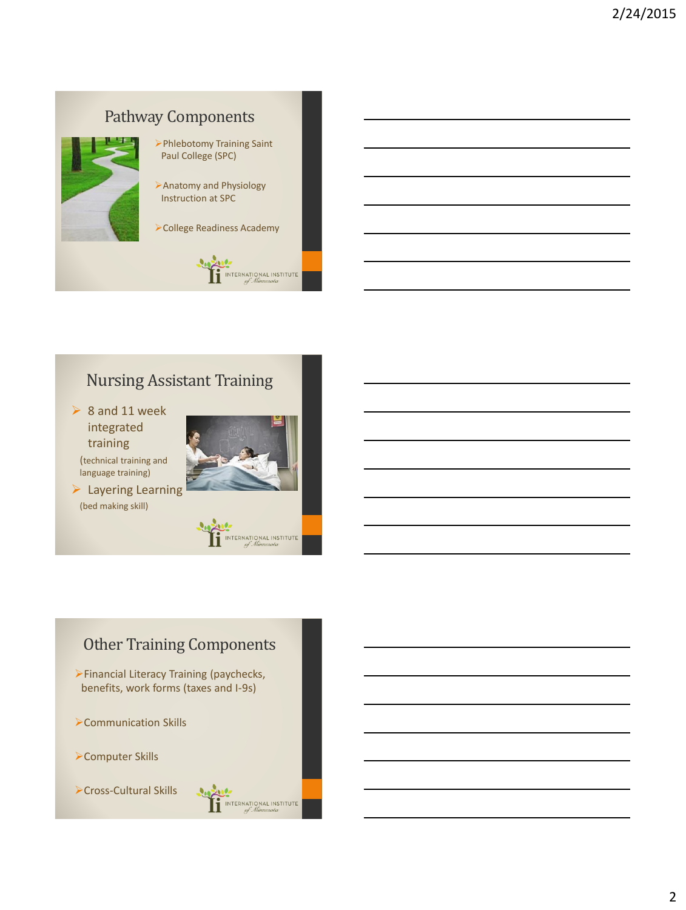## Pathway Components

- Phlebotomy Training Saint Paul College (SPC)
- Anatomy and Physiology Instruction at SPC
- College Readiness Academy

INTERNATIONAL INSTITUTE of Minnesota

## Nursing Assistant Training

- 8 and 11 week integrated training
  (technical training and language training)
- Layering Learning
  (bed making skill)

INTERNATIONAL INSTITUTE of Minnesota

## Other Training Components

- Financial Literacy Training (paychecks, benefits, work forms (taxes and I-9s)
- Communication Skills
- Computer Skills
- Cross-Cultural Skills

INTERNATIONAL INSTITUTE of Minnesota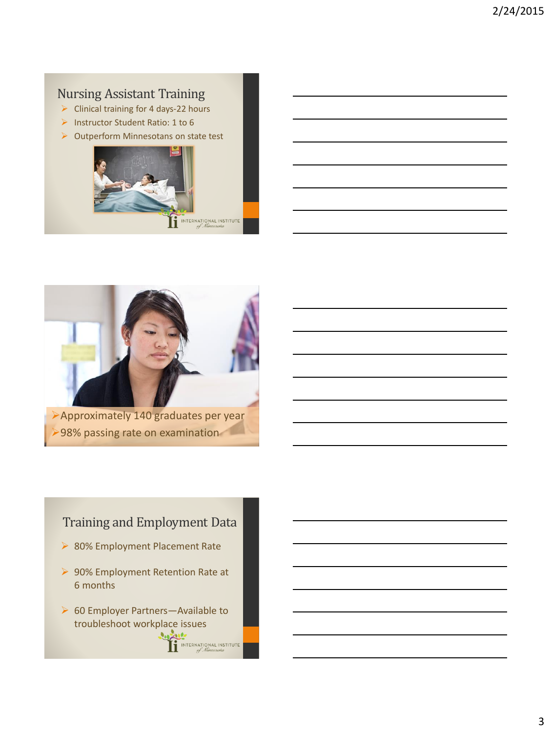## Nursing Assistant Training

- Clinical training for 4 days-22 hours
- Instructor Student Ratio: 1 to 6
- Outperform Minnesotans on state test

- Approximately 140 graduates per year
- 98% passing rate on examination

## Training and Employment Data

- 80% Employment Placement Rate
- 90% Employment Retention Rate at 6 months
- 60 Employer Partners—Available to troubleshoot workplace issues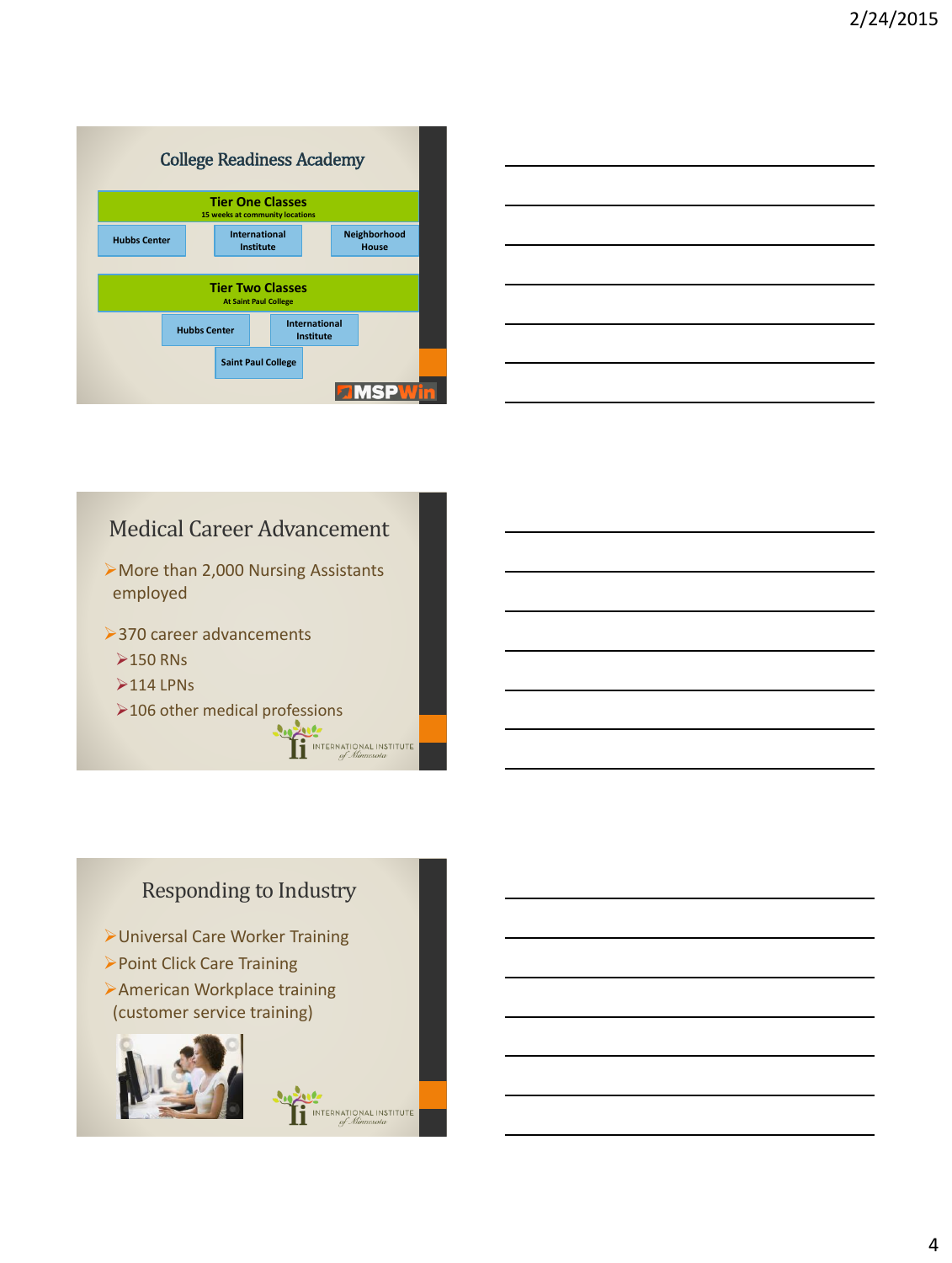## College Readiness Academy

**Tier One Classes**
15 weeks at community locations

- Hubbs Center
- International Institute
- Neighborhood House

**Tier Two Classes**
At Saint Paul College

- Hubbs Center
- International Institute
- Saint Paul College

MSPWin

## Medical Career Advancement

- More than 2,000 Nursing Assistants employed
- 370 career advancements
  - 150 RNs
  - 114 LPNs
  - 106 other medical professions

INTERNATIONAL INSTITUTE of Minnesota

## Responding to Industry

- Universal Care Worker Training
- Point Click Care Training
- American Workplace training (customer service training)

INTERNATIONAL INSTITUTE of Minnesota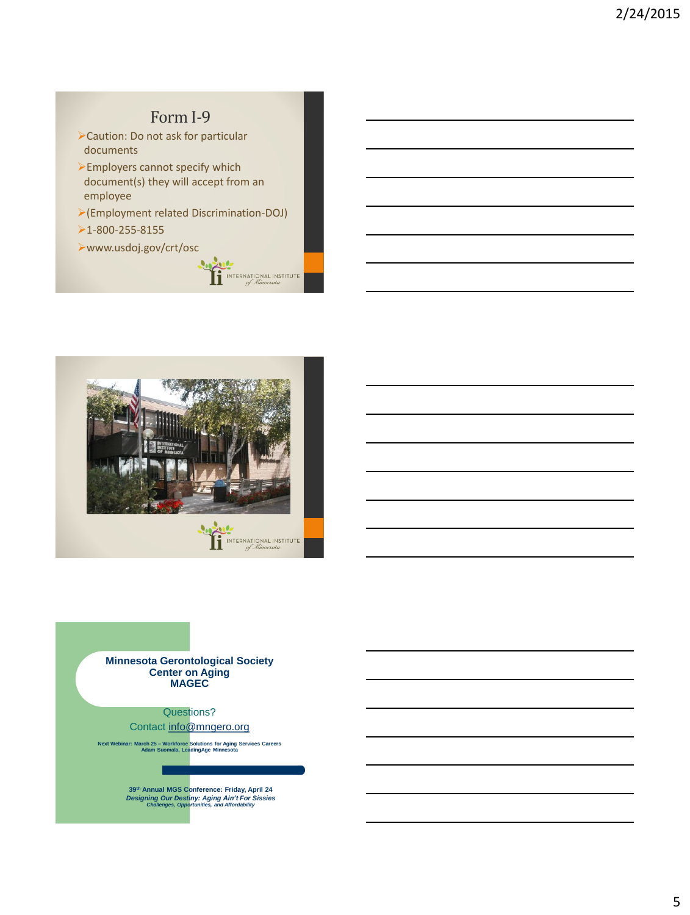## Form I-9

- Caution: Do not ask for particular documents
- Employers cannot specify which document(s) they will accept from an employee
- (Employment related Discrimination-DOJ)
- 1-800-255-8155
- www.usdoj.gov/crt/osc

INTERNATIONAL INSTITUTE of Minnesota

INTERNATIONAL INSTITUTE of Minnesota

**Minnesota Gerontological Society**
**Center on Aging**
**MAGEC**

Questions?

Contact info@mngero.org

**Next Webinar: March 25 – Workforce Solutions for Aging Services Careers**
**Adam Suomala, LeadingAge Minnesota**

**39th Annual MGS Conference: Friday, April 24**
***Designing Our Destiny: Aging Ain't For Sissies***
***Challenges, Opportunities, and Affordability***